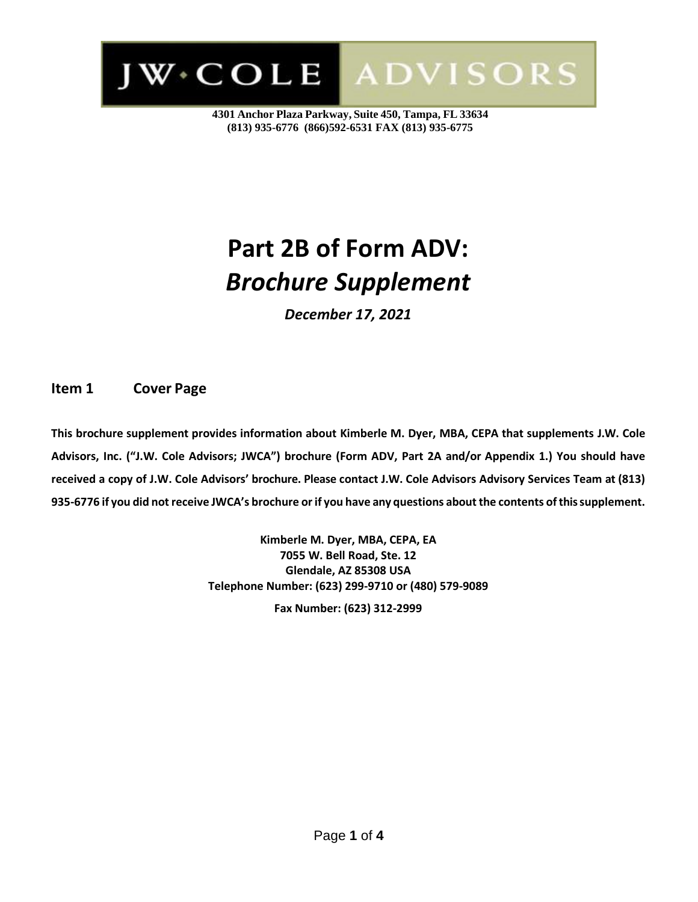JW·COLE ADVISORS

**4301 Anchor Plaza Parkway, Suite 450, Tampa, FL 33634**
**(813) 935-6776 (866)592-6531 FAX (813) 935-6775**

# Part 2B of Form ADV: *Brochure Supplement*

***December 17, 2021***

## Item 1 Cover Page

**This brochure supplement provides information about Kimberle M. Dyer, MBA, CEPA that supplements J.W. Cole Advisors, Inc. ("J.W. Cole Advisors; JWCA") brochure (Form ADV, Part 2A and/or Appendix 1.) You should have received a copy of J.W. Cole Advisors' brochure. Please contact J.W. Cole Advisors Advisory Services Team at (813) 935-6776 if you did not receive JWCA's brochure or if you have any questions about the contents of this supplement.**

**Kimberle M. Dyer, MBA, CEPA, EA**
**7055 W. Bell Road, Ste. 12**
**Glendale, AZ 85308 USA**
**Telephone Number: (623) 299-9710 or (480) 579-9089**
**Fax Number: (623) 312-2999**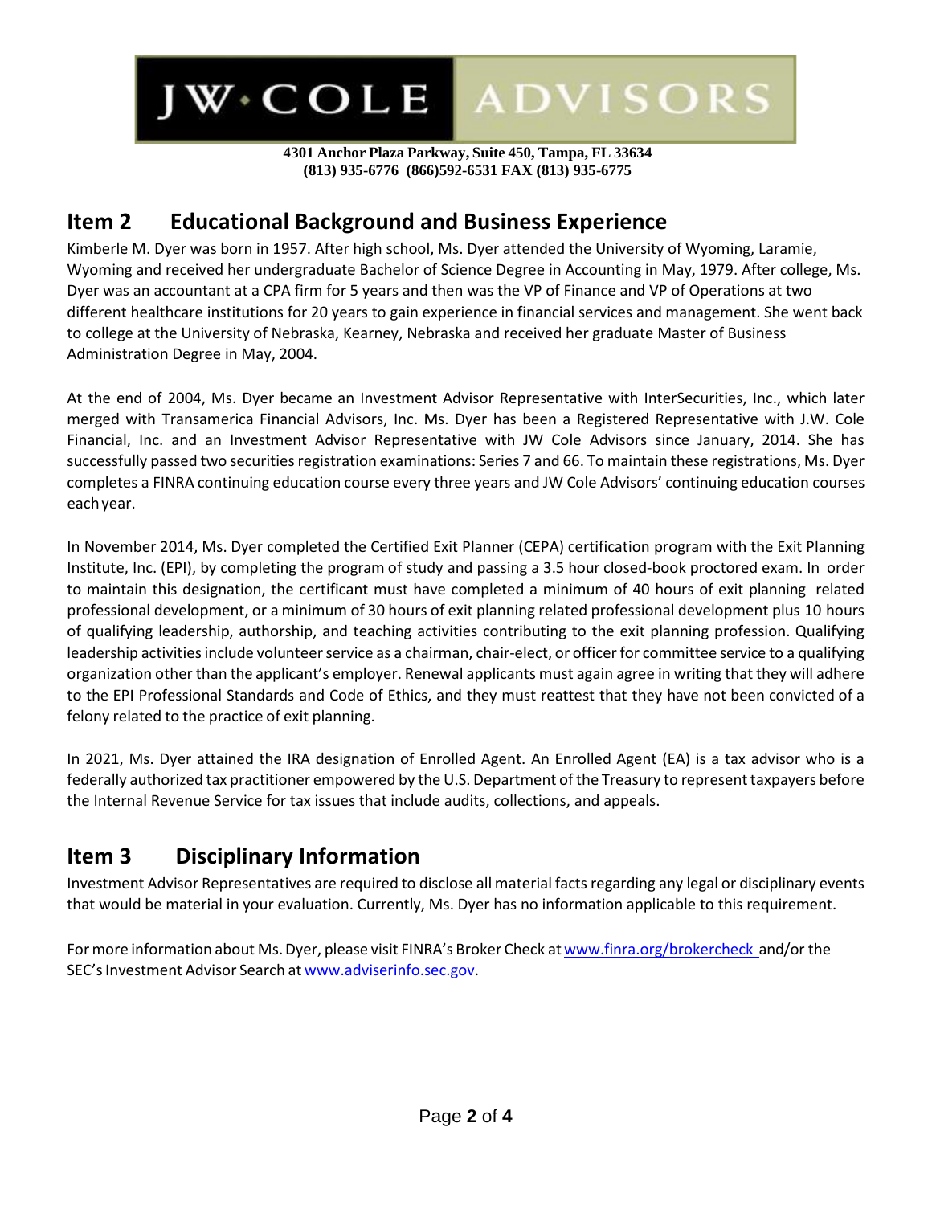# JW·COLE ADVISORS

**4301 Anchor Plaza Parkway, Suite 450, Tampa, FL 33634**
**(813) 935-6776 (866)592-6531 FAX (813) 935-6775**

## Item 2 Educational Background and Business Experience

Kimberle M. Dyer was born in 1957. After high school, Ms. Dyer attended the University of Wyoming, Laramie, Wyoming and received her undergraduate Bachelor of Science Degree in Accounting in May, 1979. After college, Ms. Dyer was an accountant at a CPA firm for 5 years and then was the VP of Finance and VP of Operations at two different healthcare institutions for 20 years to gain experience in financial services and management. She went back to college at the University of Nebraska, Kearney, Nebraska and received her graduate Master of Business Administration Degree in May, 2004.

At the end of 2004, Ms. Dyer became an Investment Advisor Representative with InterSecurities, Inc., which later merged with Transamerica Financial Advisors, Inc. Ms. Dyer has been a Registered Representative with J.W. Cole Financial, Inc. and an Investment Advisor Representative with JW Cole Advisors since January, 2014. She has successfully passed two securities registration examinations: Series 7 and 66. To maintain these registrations, Ms. Dyer completes a FINRA continuing education course every three years and JW Cole Advisors' continuing education courses each year.

In November 2014, Ms. Dyer completed the Certified Exit Planner (CEPA) certification program with the Exit Planning Institute, Inc. (EPI), by completing the program of study and passing a 3.5 hour closed-book proctored exam. In order to maintain this designation, the certificant must have completed a minimum of 40 hours of exit planning related professional development, or a minimum of 30 hours of exit planning related professional development plus 10 hours of qualifying leadership, authorship, and teaching activities contributing to the exit planning profession. Qualifying leadership activities include volunteer service as a chairman, chair-elect, or officer for committee service to a qualifying organization other than the applicant's employer. Renewal applicants must again agree in writing that they will adhere to the EPI Professional Standards and Code of Ethics, and they must reattest that they have not been convicted of a felony related to the practice of exit planning.

In 2021, Ms. Dyer attained the IRA designation of Enrolled Agent. An Enrolled Agent (EA) is a tax advisor who is a federally authorized tax practitioner empowered by the U.S. Department of the Treasury to represent taxpayers before the Internal Revenue Service for tax issues that include audits, collections, and appeals.

## Item 3 Disciplinary Information

Investment Advisor Representatives are required to disclose all material facts regarding any legal or disciplinary events that would be material in your evaluation. Currently, Ms. Dyer has no information applicable to this requirement.

For more information about Ms. Dyer, please visit FINRA's Broker Check at www.finra.org/brockercheck and/or the SEC's Investment Advisor Search at www.adviserinfo.sec.gov.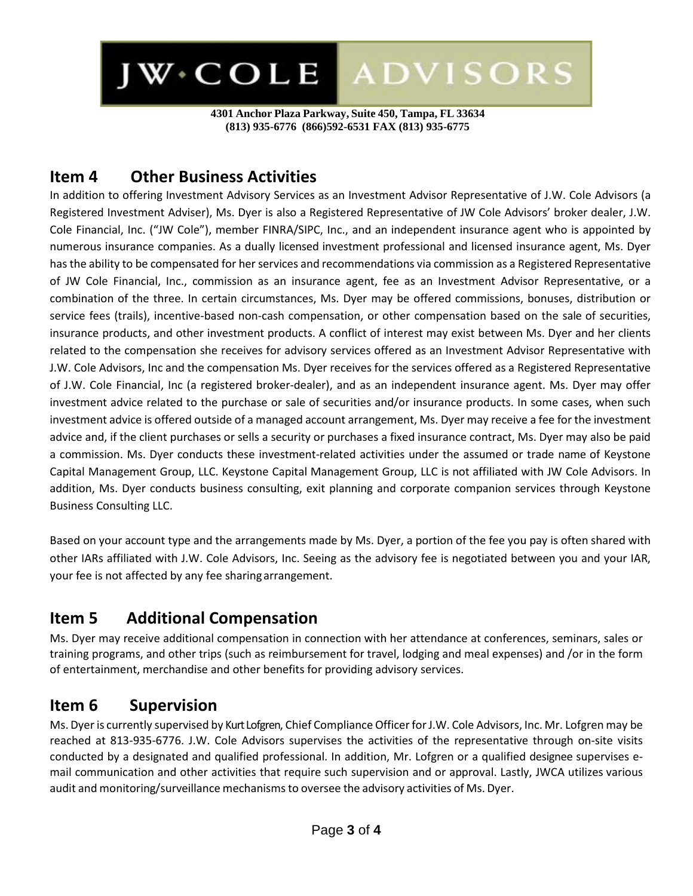## Item 4 Other Business Activities

In addition to offering Investment Advisory Services as an Investment Advisor Representative of J.W. Cole Advisors (a Registered Investment Adviser), Ms. Dyer is also a Registered Representative of JW Cole Advisors' broker dealer, J.W. Cole Financial, Inc. ("JW Cole"), member FINRA/SIPC, Inc., and an independent insurance agent who is appointed by numerous insurance companies. As a dually licensed investment professional and licensed insurance agent, Ms. Dyer has the ability to be compensated for her services and recommendations via commission as a Registered Representative of JW Cole Financial, Inc., commission as an insurance agent, fee as an Investment Advisor Representative, or a combination of the three. In certain circumstances, Ms. Dyer may be offered commissions, bonuses, distribution or service fees (trails), incentive-based non-cash compensation, or other compensation based on the sale of securities, insurance products, and other investment products. A conflict of interest may exist between Ms. Dyer and her clients related to the compensation she receives for advisory services offered as an Investment Advisor Representative with J.W. Cole Advisors, Inc and the compensation Ms. Dyer receives for the services offered as a Registered Representative of J.W. Cole Financial, Inc (a registered broker-dealer), and as an independent insurance agent. Ms. Dyer may offer investment advice related to the purchase or sale of securities and/or insurance products. In some cases, when such investment advice is offered outside of a managed account arrangement, Ms. Dyer may receive a fee for the investment advice and, if the client purchases or sells a security or purchases a fixed insurance contract, Ms. Dyer may also be paid a commission. Ms. Dyer conducts these investment-related activities under the assumed or trade name of Keystone Capital Management Group, LLC. Keystone Capital Management Group, LLC is not affiliated with JW Cole Advisors. In addition, Ms. Dyer conducts business consulting, exit planning and corporate companion services through Keystone Business Consulting LLC.

Based on your account type and the arrangements made by Ms. Dyer, a portion of the fee you pay is often shared with other IARs affiliated with J.W. Cole Advisors, Inc. Seeing as the advisory fee is negotiated between you and your IAR, your fee is not affected by any fee sharing arrangement.

## Item 5 Additional Compensation

Ms. Dyer may receive additional compensation in connection with her attendance at conferences, seminars, sales or training programs, and other trips (such as reimbursement for travel, lodging and meal expenses) and /or in the form of entertainment, merchandise and other benefits for providing advisory services.

## Item 6 Supervision

Ms. Dyer is currently supervised by Kurt Lofgren, Chief Compliance Officer for J.W. Cole Advisors, Inc. Mr. Lofgren may be reached at 813-935-6776. J.W. Cole Advisors supervises the activities of the representative through on-site visits conducted by a designated and qualified professional. In addition, Mr. Lofgren or a qualified designee supervises e-mail communication and other activities that require such supervision and or approval. Lastly, JWCA utilizes various audit and monitoring/surveillance mechanisms to oversee the advisory activities of Ms. Dyer.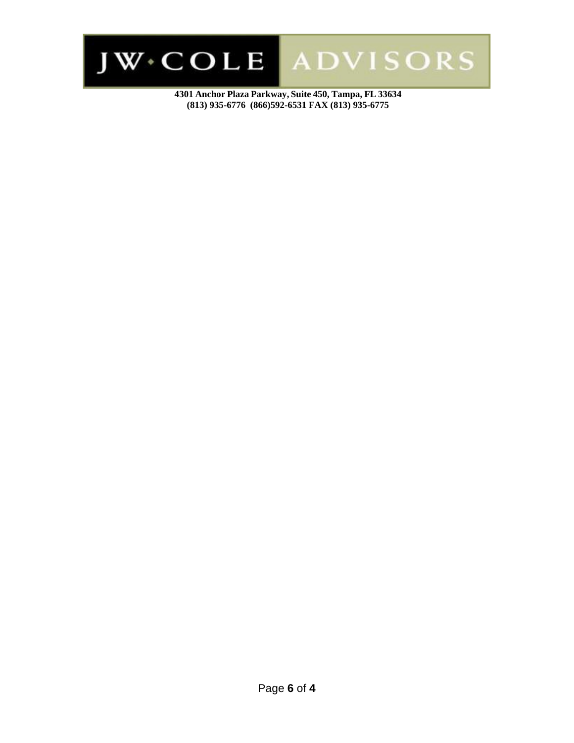JW·COLE ADVISORS

**4301 Anchor Plaza Parkway, Suite 450, Tampa, FL 33634**
**(813) 935-6776 (866)592-6531 FAX (813) 935-6775**